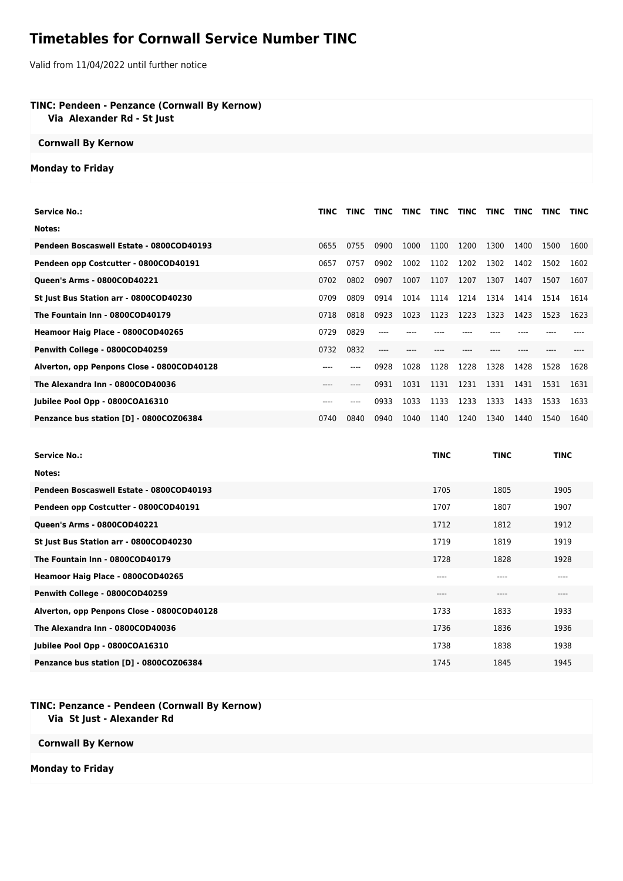# Timetables for Cornwall Service Number TINC

Valid from 11/04/2022 until further notice

**TINC: Pendeen - Penzance (Cornwall By Kernow)**
**Via Alexander Rd - St Just**

**Cornwall By Kernow**

**Monday to Friday**

| Service No.: | TINC | TINC | TINC | TINC | TINC | TINC | TINC | TINC | TINC | TINC |
|---|---|---|---|---|---|---|---|---|---|---|
| Notes: | | | | | | | | | | |
| Pendeen Boscaswell Estate - 0800COD40193 | 0655 | 0755 | 0900 | 1000 | 1100 | 1200 | 1300 | 1400 | 1500 | 1600 |
| Pendeen opp Costcutter - 0800COD40191 | 0657 | 0757 | 0902 | 1002 | 1102 | 1202 | 1302 | 1402 | 1502 | 1602 |
| Queen's Arms - 0800COD40221 | 0702 | 0802 | 0907 | 1007 | 1107 | 1207 | 1307 | 1407 | 1507 | 1607 |
| St Just Bus Station arr - 0800COD40230 | 0709 | 0809 | 0914 | 1014 | 1114 | 1214 | 1314 | 1414 | 1514 | 1614 |
| The Fountain Inn - 0800COD40179 | 0718 | 0818 | 0923 | 1023 | 1123 | 1223 | 1323 | 1423 | 1523 | 1623 |
| Heamoor Haig Place - 0800COD40265 | 0729 | 0829 | ---- | ---- | ---- | ---- | ---- | ---- | ---- | ---- |
| Penwith College - 0800COD40259 | 0732 | 0832 | ---- | ---- | ---- | ---- | ---- | ---- | ---- | ---- |
| Alverton, opp Penpons Close - 0800COD40128 | ---- | ---- | 0928 | 1028 | 1128 | 1228 | 1328 | 1428 | 1528 | 1628 |
| The Alexandra Inn - 0800COD40036 | ---- | ---- | 0931 | 1031 | 1131 | 1231 | 1331 | 1431 | 1531 | 1631 |
| Jubilee Pool Opp - 0800COA16310 | ---- | ---- | 0933 | 1033 | 1133 | 1233 | 1333 | 1433 | 1533 | 1633 |
| Penzance bus station [D] - 0800COZ06384 | 0740 | 0840 | 0940 | 1040 | 1140 | 1240 | 1340 | 1440 | 1540 | 1640 |

| Service No.: | TINC | TINC | TINC |
|---|---|---|---|
| Notes: | | | |
| Pendeen Boscaswell Estate - 0800COD40193 | 1705 | 1805 | 1905 |
| Pendeen opp Costcutter - 0800COD40191 | 1707 | 1807 | 1907 |
| Queen's Arms - 0800COD40221 | 1712 | 1812 | 1912 |
| St Just Bus Station arr - 0800COD40230 | 1719 | 1819 | 1919 |
| The Fountain Inn - 0800COD40179 | 1728 | 1828 | 1928 |
| Heamoor Haig Place - 0800COD40265 | ---- | ---- | ---- |
| Penwith College - 0800COD40259 | ---- | ---- | ---- |
| Alverton, opp Penpons Close - 0800COD40128 | 1733 | 1833 | 1933 |
| The Alexandra Inn - 0800COD40036 | 1736 | 1836 | 1936 |
| Jubilee Pool Opp - 0800COA16310 | 1738 | 1838 | 1938 |
| Penzance bus station [D] - 0800COZ06384 | 1745 | 1845 | 1945 |

**TINC: Penzance - Pendeen (Cornwall By Kernow)**
**Via St Just - Alexander Rd**

**Cornwall By Kernow**

**Monday to Friday**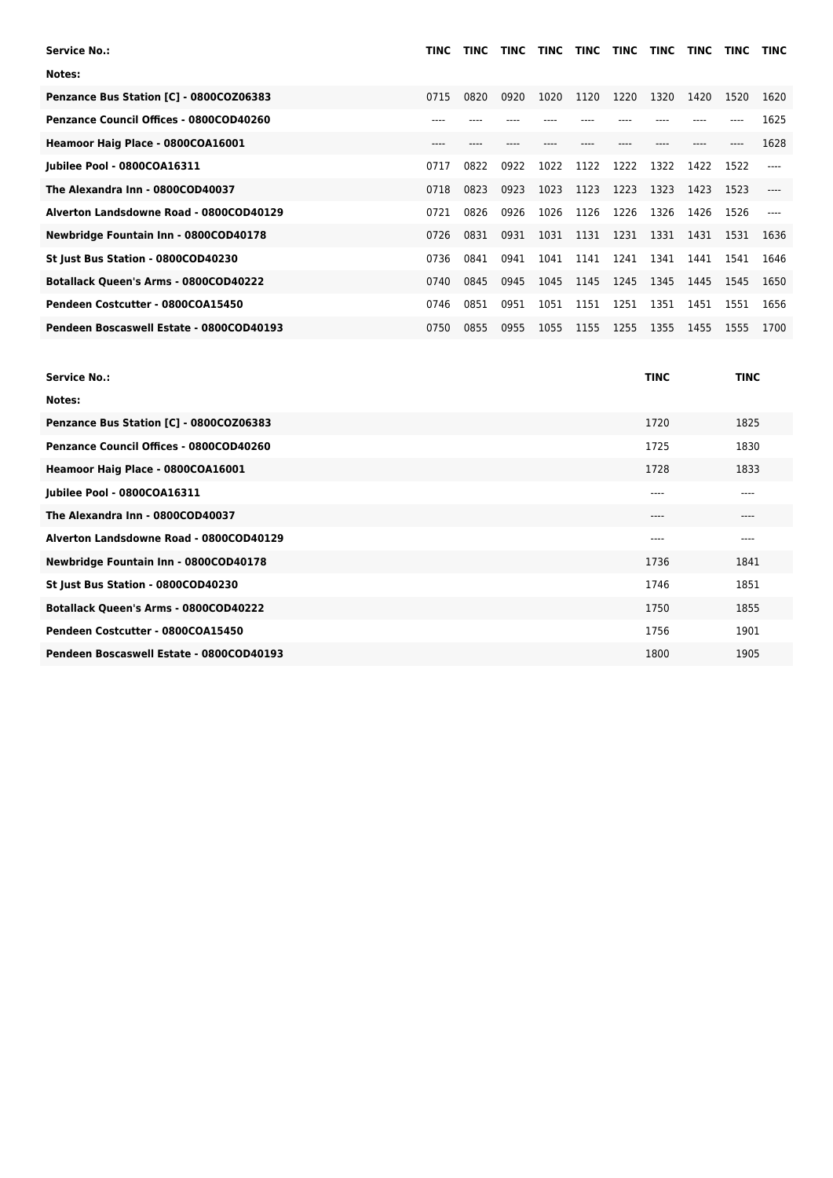| Service No.: | TINC | TINC | TINC | TINC | TINC | TINC | TINC | TINC | TINC | TINC |
|---|---|---|---|---|---|---|---|---|---|---|
| Notes: | | | | | | | | | | |
| Penzance Bus Station [C] - 0800COZ06383 | 0715 | 0820 | 0920 | 1020 | 1120 | 1220 | 1320 | 1420 | 1520 | 1620 |
| Penzance Council Offices - 0800COD40260 | ---- | ---- | ---- | ---- | ---- | ---- | ---- | ---- | ---- | 1625 |
| Heamoor Haig Place - 0800COA16001 | ---- | ---- | ---- | ---- | ---- | ---- | ---- | ---- | ---- | 1628 |
| Jubilee Pool - 0800COA16311 | 0717 | 0822 | 0922 | 1022 | 1122 | 1222 | 1322 | 1422 | 1522 | ---- |
| The Alexandra Inn - 0800COD40037 | 0718 | 0823 | 0923 | 1023 | 1123 | 1223 | 1323 | 1423 | 1523 | ---- |
| Alverton Landsdowne Road - 0800COD40129 | 0721 | 0826 | 0926 | 1026 | 1126 | 1226 | 1326 | 1426 | 1526 | ---- |
| Newbridge Fountain Inn - 0800COD40178 | 0726 | 0831 | 0931 | 1031 | 1131 | 1231 | 1331 | 1431 | 1531 | 1636 |
| St Just Bus Station - 0800COD40230 | 0736 | 0841 | 0941 | 1041 | 1141 | 1241 | 1341 | 1441 | 1541 | 1646 |
| Botallack Queen's Arms - 0800COD40222 | 0740 | 0845 | 0945 | 1045 | 1145 | 1245 | 1345 | 1445 | 1545 | 1650 |
| Pendeen Costcutter - 0800COA15450 | 0746 | 0851 | 0951 | 1051 | 1151 | 1251 | 1351 | 1451 | 1551 | 1656 |
| Pendeen Boscaswell Estate - 0800COD40193 | 0750 | 0855 | 0955 | 1055 | 1155 | 1255 | 1355 | 1455 | 1555 | 1700 |

| Service No.: | TINC | TINC |
|---|---|---|
| Notes: | | |
| Penzance Bus Station [C] - 0800COZ06383 | 1720 | 1825 |
| Penzance Council Offices - 0800COD40260 | 1725 | 1830 |
| Heamoor Haig Place - 0800COA16001 | 1728 | 1833 |
| Jubilee Pool - 0800COA16311 | ---- | ---- |
| The Alexandra Inn - 0800COD40037 | ---- | ---- |
| Alverton Landsdowne Road - 0800COD40129 | ---- | ---- |
| Newbridge Fountain Inn - 0800COD40178 | 1736 | 1841 |
| St Just Bus Station - 0800COD40230 | 1746 | 1851 |
| Botallack Queen's Arms - 0800COD40222 | 1750 | 1855 |
| Pendeen Costcutter - 0800COA15450 | 1756 | 1901 |
| Pendeen Boscaswell Estate - 0800COD40193 | 1800 | 1905 |